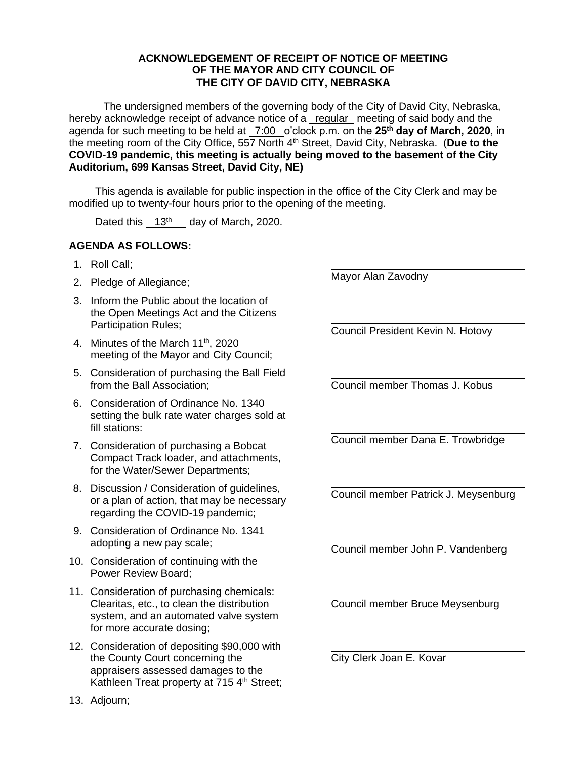**ACKNOWLEDGEMENT OF RECEIPT OF NOTICE OF MEETING OF THE MAYOR AND CITY COUNCIL OF THE CITY OF DAVID CITY, NEBRASKA**

The undersigned members of the governing body of the City of David City, Nebraska, hereby acknowledge receipt of advance notice of a regular meeting of said body and the agenda for such meeting to be held at 7:00 o'clock p.m. on the **25th day of March, 2020**, in the meeting room of the City Office, 557 North 4th Street, David City, Nebraska. (**Due to the COVID-19 pandemic, this meeting is actually being moved to the basement of the City Auditorium, 699 Kansas Street, David City, NE)**

This agenda is available for public inspection in the office of the City Clerk and may be modified up to twenty-four hours prior to the opening of the meeting.

Dated this 13th day of March, 2020.

**AGENDA AS FOLLOWS:**

1. Roll Call;
2. Pledge of Allegiance;
3. Inform the Public about the location of the Open Meetings Act and the Citizens Participation Rules;
4. Minutes of the March 11th, 2020 meeting of the Mayor and City Council;
5. Consideration of purchasing the Ball Field from the Ball Association;
6. Consideration of Ordinance No. 1340 setting the bulk rate water charges sold at fill stations:
7. Consideration of purchasing a Bobcat Compact Track loader, and attachments, for the Water/Sewer Departments;
8. Discussion / Consideration of guidelines, or a plan of action, that may be necessary regarding the COVID-19 pandemic;
9. Consideration of Ordinance No. 1341 adopting a new pay scale;
10. Consideration of continuing with the Power Review Board;
11. Consideration of purchasing chemicals: Clearitas, etc., to clean the distribution system, and an automated valve system for more accurate dosing;
12. Consideration of depositing $90,000 with the County Court concerning the appraisers assessed damages to the Kathleen Treat property at 715 4th Street;
13. Adjourn;

\_\_\_\_\_\_\_\_\_\_\_\_\_\_\_\_\_\_\_\_\_\_\_\_\_\_\_\_\_\_
Mayor Alan Zavodny

\_\_\_\_\_\_\_\_\_\_\_\_\_\_\_\_\_\_\_\_\_\_\_\_\_\_\_\_\_\_
Council President Kevin N. Hotovy

\_\_\_\_\_\_\_\_\_\_\_\_\_\_\_\_\_\_\_\_\_\_\_\_\_\_\_\_\_\_
Council member Thomas J. Kobus

\_\_\_\_\_\_\_\_\_\_\_\_\_\_\_\_\_\_\_\_\_\_\_\_\_\_\_\_\_\_
Council member Dana E. Trowbridge

\_\_\_\_\_\_\_\_\_\_\_\_\_\_\_\_\_\_\_\_\_\_\_\_\_\_\_\_\_\_
Council member Patrick J. Meysenburg

\_\_\_\_\_\_\_\_\_\_\_\_\_\_\_\_\_\_\_\_\_\_\_\_\_\_\_\_\_\_
Council member John P. Vandenberg

\_\_\_\_\_\_\_\_\_\_\_\_\_\_\_\_\_\_\_\_\_\_\_\_\_\_\_\_\_\_
Council member Bruce Meysenburg

\_\_\_\_\_\_\_\_\_\_\_\_\_\_\_\_\_\_\_\_\_\_\_\_\_\_\_\_\_\_
City Clerk Joan E. Kovar